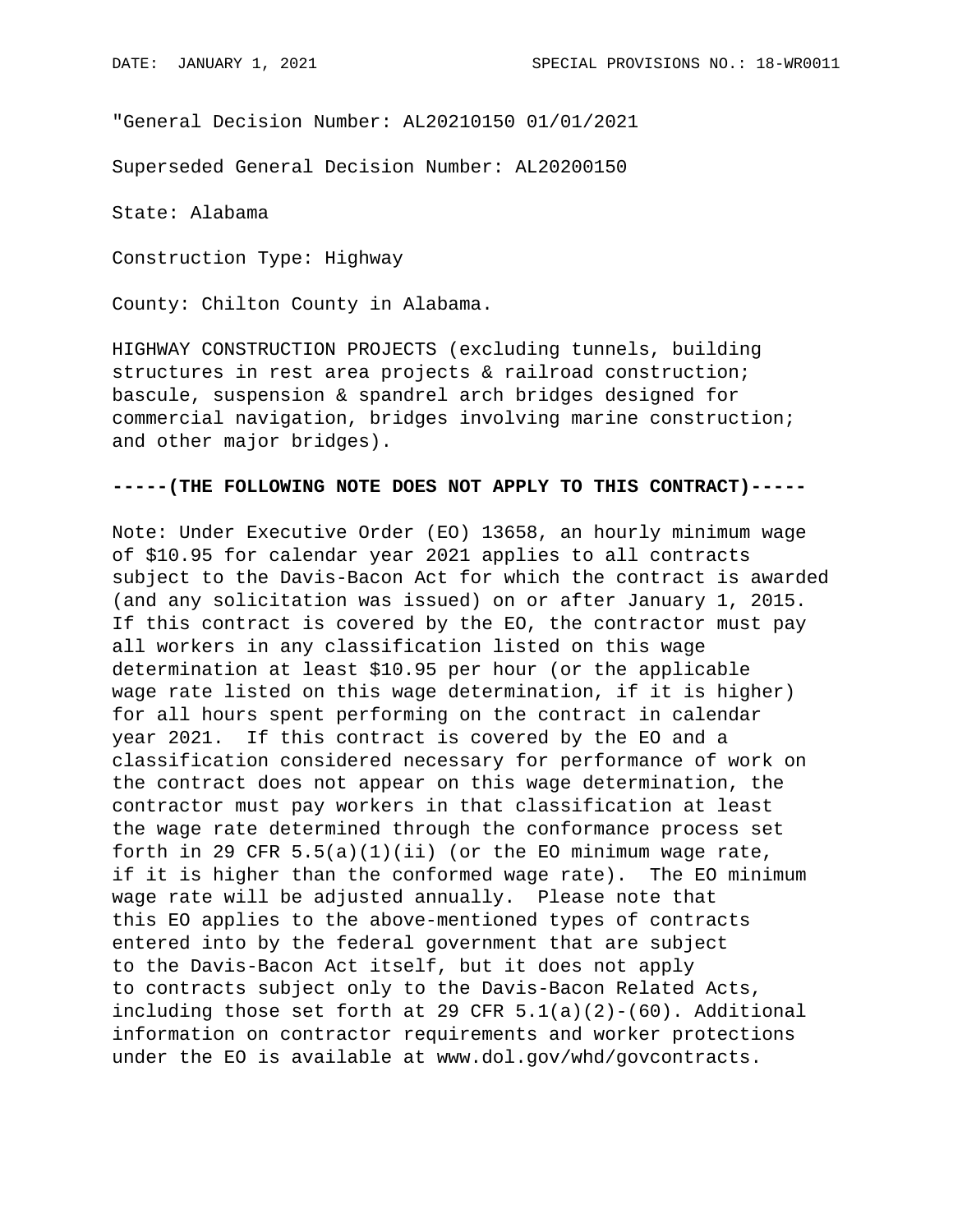"General Decision Number: AL20210150 01/01/2021

Superseded General Decision Number: AL20200150

State: Alabama

Construction Type: Highway

County: Chilton County in Alabama.

HIGHWAY CONSTRUCTION PROJECTS (excluding tunnels, building structures in rest area projects & railroad construction; bascule, suspension & spandrel arch bridges designed for commercial navigation, bridges involving marine construction; and other major bridges).

**-----(THE FOLLOWING NOTE DOES NOT APPLY TO THIS CONTRACT)-----**

Note: Under Executive Order (EO) 13658, an hourly minimum wage of $10.95 for calendar year 2021 applies to all contracts subject to the Davis-Bacon Act for which the contract is awarded (and any solicitation was issued) on or after January 1, 2015. If this contract is covered by the EO, the contractor must pay all workers in any classification listed on this wage determination at least $10.95 per hour (or the applicable wage rate listed on this wage determination, if it is higher) for all hours spent performing on the contract in calendar year 2021. If this contract is covered by the EO and a classification considered necessary for performance of work on the contract does not appear on this wage determination, the contractor must pay workers in that classification at least the wage rate determined through the conformance process set forth in 29 CFR 5.5(a)(1)(ii) (or the EO minimum wage rate, if it is higher than the conformed wage rate). The EO minimum wage rate will be adjusted annually. Please note that this EO applies to the above-mentioned types of contracts entered into by the federal government that are subject to the Davis-Bacon Act itself, but it does not apply to contracts subject only to the Davis-Bacon Related Acts, including those set forth at 29 CFR 5.1(a)(2)-(60). Additional information on contractor requirements and worker protections under the EO is available at www.dol.gov/whd/govcontracts.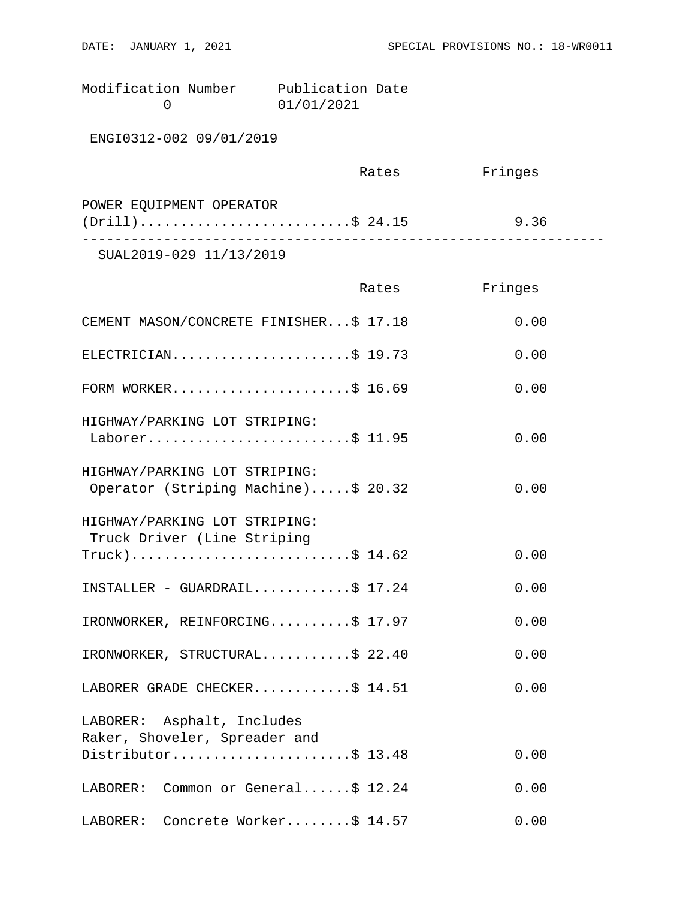Modification Number 0 — Publication Date 01/01/2021

ENGI0312-002 09/01/2019

| | Rates | Fringes |
|---|---|---|
| POWER EQUIPMENT OPERATOR (Drill) | $ 24.15 | 9.36 |

---

SUAL2019-029 11/13/2019

| | Rates | Fringes |
|---|---|---|
| CEMENT MASON/CONCRETE FINISHER | $ 17.18 | 0.00 |
| ELECTRICIAN | $ 19.73 | 0.00 |
| FORM WORKER | $ 16.69 | 0.00 |
| HIGHWAY/PARKING LOT STRIPING: Laborer | $ 11.95 | 0.00 |
| HIGHWAY/PARKING LOT STRIPING: Operator (Striping Machine) | $ 20.32 | 0.00 |
| HIGHWAY/PARKING LOT STRIPING: Truck Driver (Line Striping Truck) | $ 14.62 | 0.00 |
| INSTALLER - GUARDRAIL | $ 17.24 | 0.00 |
| IRONWORKER, REINFORCING | $ 17.97 | 0.00 |
| IRONWORKER, STRUCTURAL | $ 22.40 | 0.00 |
| LABORER GRADE CHECKER | $ 14.51 | 0.00 |
| LABORER: Asphalt, Includes Raker, Shoveler, Spreader and Distributor | $ 13.48 | 0.00 |
| LABORER: Common or General | $ 12.24 | 0.00 |
| LABORER: Concrete Worker | $ 14.57 | 0.00 |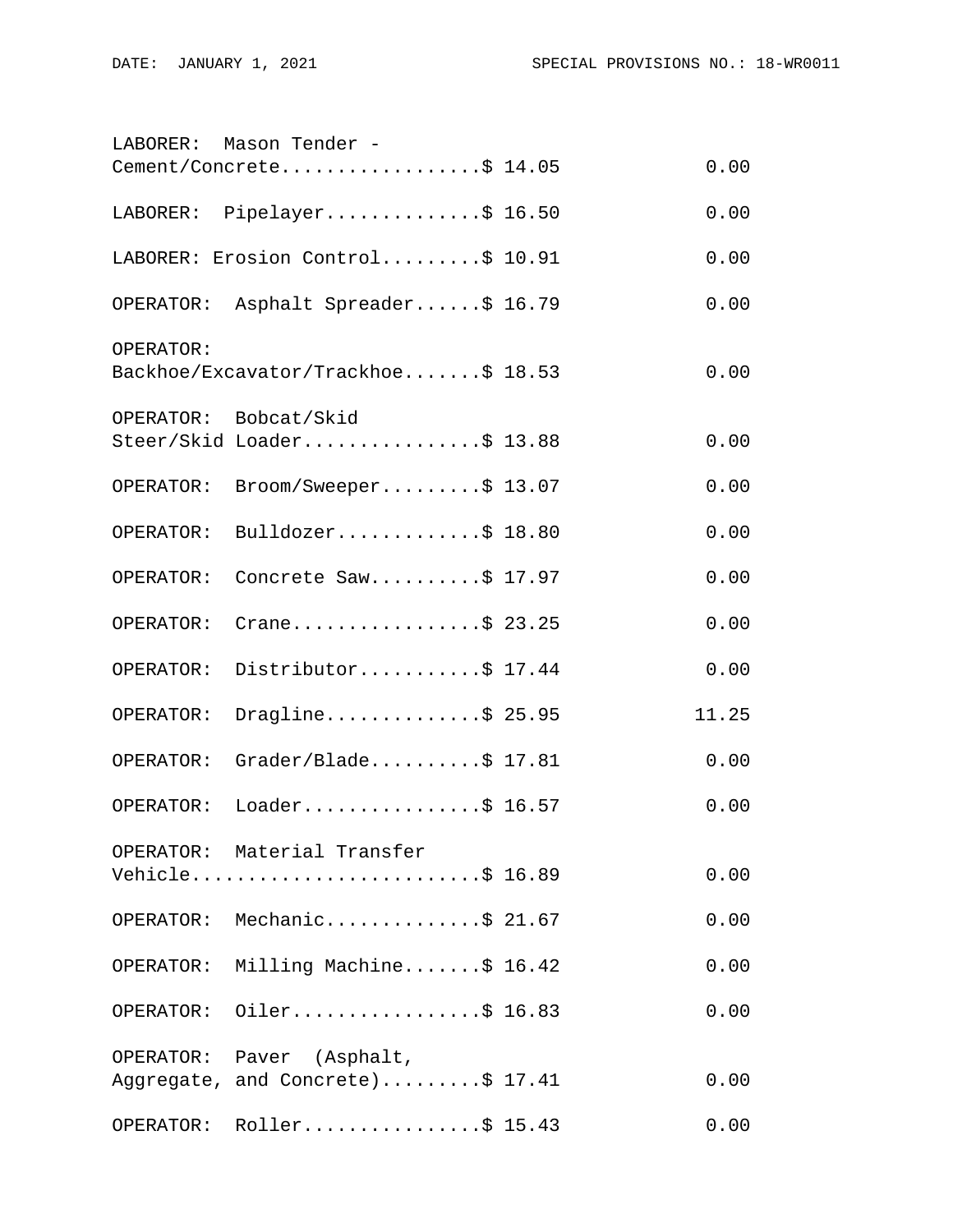| | | |
|---|---|---|
| LABORER: Mason Tender - Cement/Concrete | $ 14.05 | 0.00 |
| LABORER: Pipelayer | $ 16.50 | 0.00 |
| LABORER: Erosion Control | $ 10.91 | 0.00 |
| OPERATOR: Asphalt Spreader | $ 16.79 | 0.00 |
| OPERATOR: Backhoe/Excavator/Trackhoe | $ 18.53 | 0.00 |
| OPERATOR: Bobcat/Skid Steer/Skid Loader | $ 13.88 | 0.00 |
| OPERATOR: Broom/Sweeper | $ 13.07 | 0.00 |
| OPERATOR: Bulldozer | $ 18.80 | 0.00 |
| OPERATOR: Concrete Saw | $ 17.97 | 0.00 |
| OPERATOR: Crane | $ 23.25 | 0.00 |
| OPERATOR: Distributor | $ 17.44 | 0.00 |
| OPERATOR: Dragline | $ 25.95 | 11.25 |
| OPERATOR: Grader/Blade | $ 17.81 | 0.00 |
| OPERATOR: Loader | $ 16.57 | 0.00 |
| OPERATOR: Material Transfer Vehicle | $ 16.89 | 0.00 |
| OPERATOR: Mechanic | $ 21.67 | 0.00 |
| OPERATOR: Milling Machine | $ 16.42 | 0.00 |
| OPERATOR: Oiler | $ 16.83 | 0.00 |
| OPERATOR: Paver (Asphalt, Aggregate, and Concrete) | $ 17.41 | 0.00 |
| OPERATOR: Roller | $ 15.43 | 0.00 |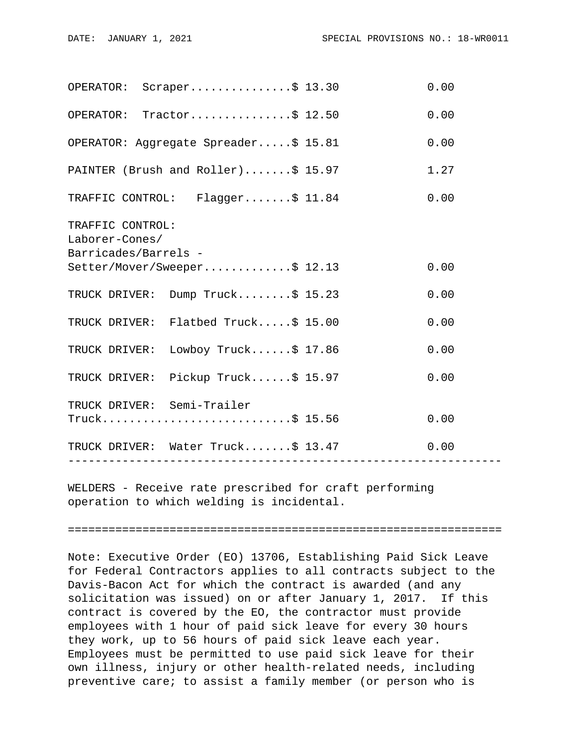| | | |
|---|---|---|
| OPERATOR: Scraper | $ 13.30 | 0.00 |
| OPERATOR: Tractor | $ 12.50 | 0.00 |
| OPERATOR: Aggregate Spreader | $ 15.81 | 0.00 |
| PAINTER (Brush and Roller) | $ 15.97 | 1.27 |
| TRAFFIC CONTROL: Flagger | $ 11.84 | 0.00 |
| TRAFFIC CONTROL: Laborer-Cones/ Barricades/Barrels - Setter/Mover/Sweeper | $ 12.13 | 0.00 |
| TRUCK DRIVER: Dump Truck | $ 15.23 | 0.00 |
| TRUCK DRIVER: Flatbed Truck | $ 15.00 | 0.00 |
| TRUCK DRIVER: Lowboy Truck | $ 17.86 | 0.00 |
| TRUCK DRIVER: Pickup Truck | $ 15.97 | 0.00 |
| TRUCK DRIVER: Semi-Trailer Truck | $ 15.56 | 0.00 |
| TRUCK DRIVER: Water Truck | $ 13.47 | 0.00 |

---

WELDERS - Receive rate prescribed for craft performing operation to which welding is incidental.

---

Note: Executive Order (EO) 13706, Establishing Paid Sick Leave for Federal Contractors applies to all contracts subject to the Davis-Bacon Act for which the contract is awarded (and any solicitation was issued) on or after January 1, 2017. If this contract is covered by the EO, the contractor must provide employees with 1 hour of paid sick leave for every 30 hours they work, up to 56 hours of paid sick leave each year. Employees must be permitted to use paid sick leave for their own illness, injury or other health-related needs, including preventive care; to assist a family member (or person who is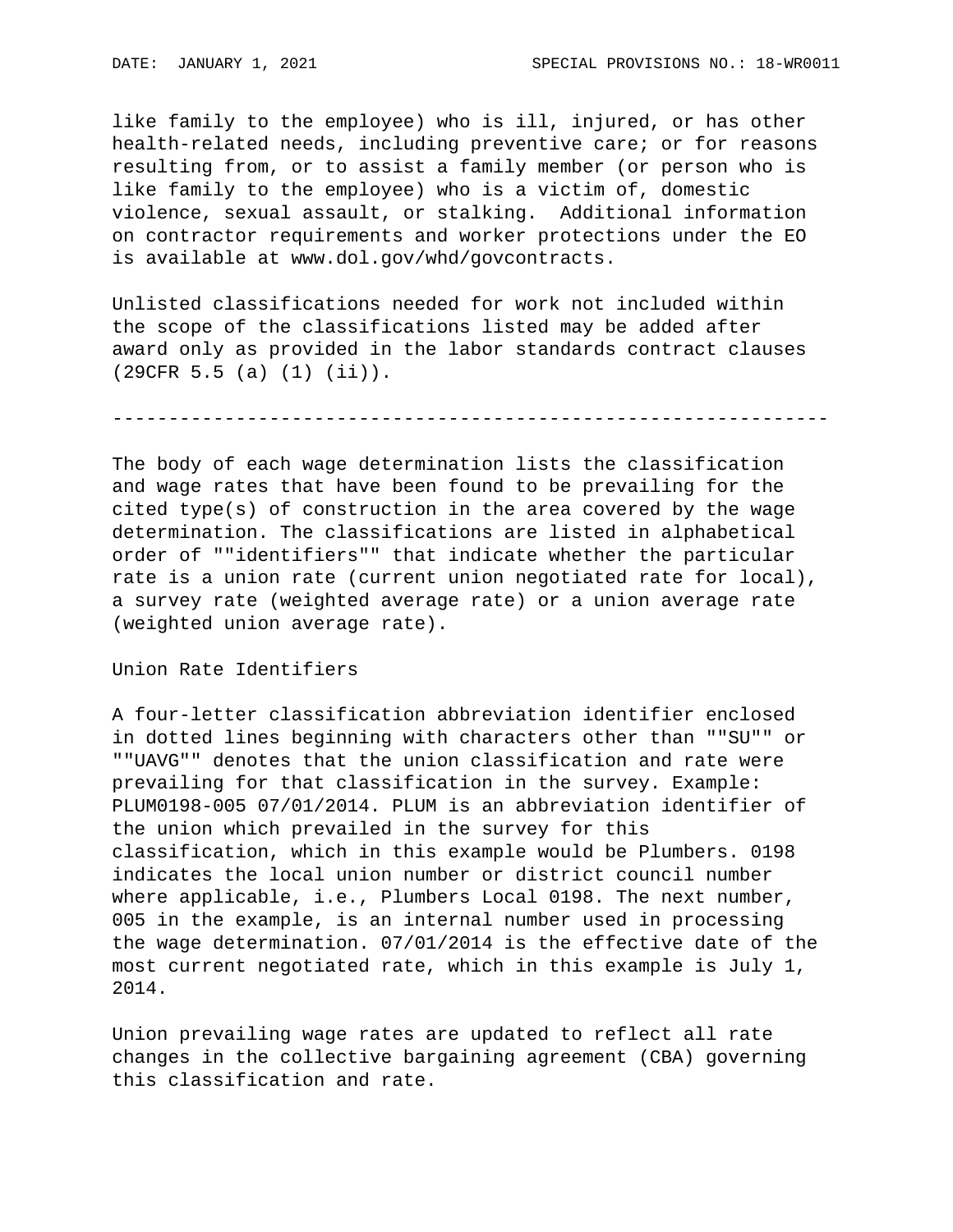like family to the employee) who is ill, injured, or has other health-related needs, including preventive care; or for reasons resulting from, or to assist a family member (or person who is like family to the employee) who is a victim of, domestic violence, sexual assault, or stalking. Additional information on contractor requirements and worker protections under the EO is available at www.dol.gov/whd/govcontracts.

Unlisted classifications needed for work not included within the scope of the classifications listed may be added after award only as provided in the labor standards contract clauses (29CFR 5.5 (a) (1) (ii)).

---

The body of each wage determination lists the classification and wage rates that have been found to be prevailing for the cited type(s) of construction in the area covered by the wage determination. The classifications are listed in alphabetical order of ""identifiers"" that indicate whether the particular rate is a union rate (current union negotiated rate for local), a survey rate (weighted average rate) or a union average rate (weighted union average rate).

Union Rate Identifiers

A four-letter classification abbreviation identifier enclosed in dotted lines beginning with characters other than ""SU"" or ""UAVG"" denotes that the union classification and rate were prevailing for that classification in the survey. Example: PLUM0198-005 07/01/2014. PLUM is an abbreviation identifier of the union which prevailed in the survey for this classification, which in this example would be Plumbers. 0198 indicates the local union number or district council number where applicable, i.e., Plumbers Local 0198. The next number, 005 in the example, is an internal number used in processing the wage determination. 07/01/2014 is the effective date of the most current negotiated rate, which in this example is July 1, 2014.

Union prevailing wage rates are updated to reflect all rate changes in the collective bargaining agreement (CBA) governing this classification and rate.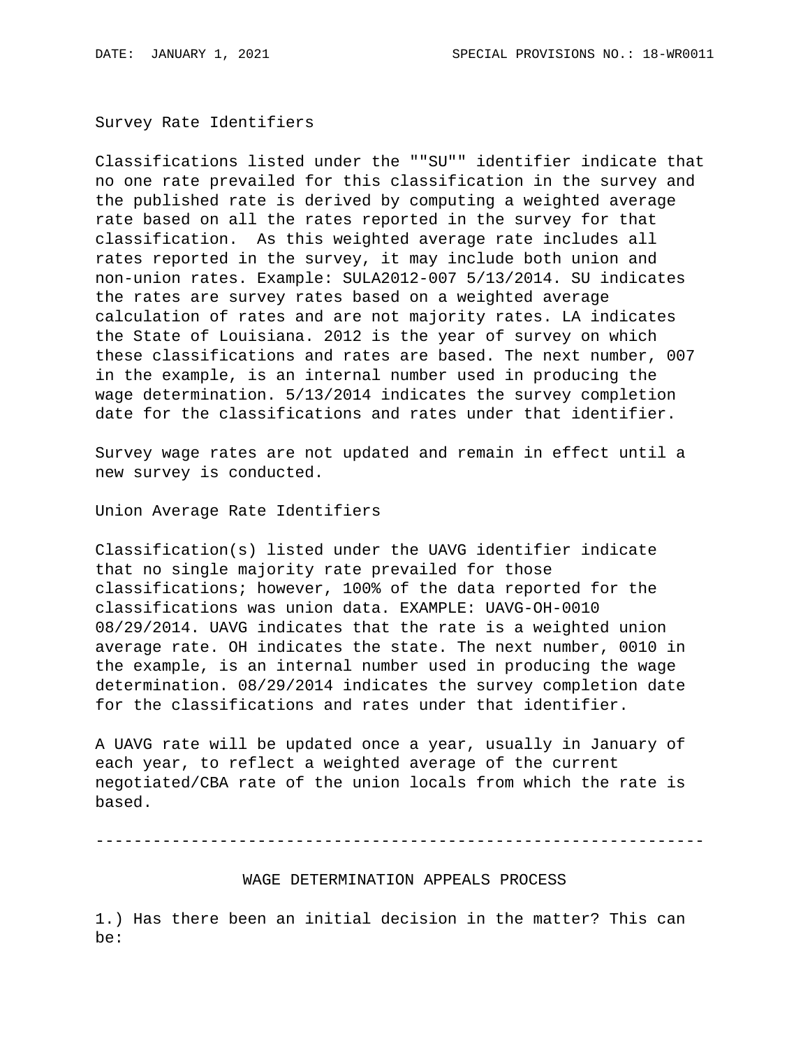Survey Rate Identifiers

Classifications listed under the ""SU"" identifier indicate that no one rate prevailed for this classification in the survey and the published rate is derived by computing a weighted average rate based on all the rates reported in the survey for that classification. As this weighted average rate includes all rates reported in the survey, it may include both union and non-union rates. Example: SULA2012-007 5/13/2014. SU indicates the rates are survey rates based on a weighted average calculation of rates and are not majority rates. LA indicates the State of Louisiana. 2012 is the year of survey on which these classifications and rates are based. The next number, 007 in the example, is an internal number used in producing the wage determination. 5/13/2014 indicates the survey completion date for the classifications and rates under that identifier.

Survey wage rates are not updated and remain in effect until a new survey is conducted.

Union Average Rate Identifiers

Classification(s) listed under the UAVG identifier indicate that no single majority rate prevailed for those classifications; however, 100% of the data reported for the classifications was union data. EXAMPLE: UAVG-OH-0010 08/29/2014. UAVG indicates that the rate is a weighted union average rate. OH indicates the state. The next number, 0010 in the example, is an internal number used in producing the wage determination. 08/29/2014 indicates the survey completion date for the classifications and rates under that identifier.

A UAVG rate will be updated once a year, usually in January of each year, to reflect a weighted average of the current negotiated/CBA rate of the union locals from which the rate is based.

---

WAGE DETERMINATION APPEALS PROCESS

1.) Has there been an initial decision in the matter? This can be: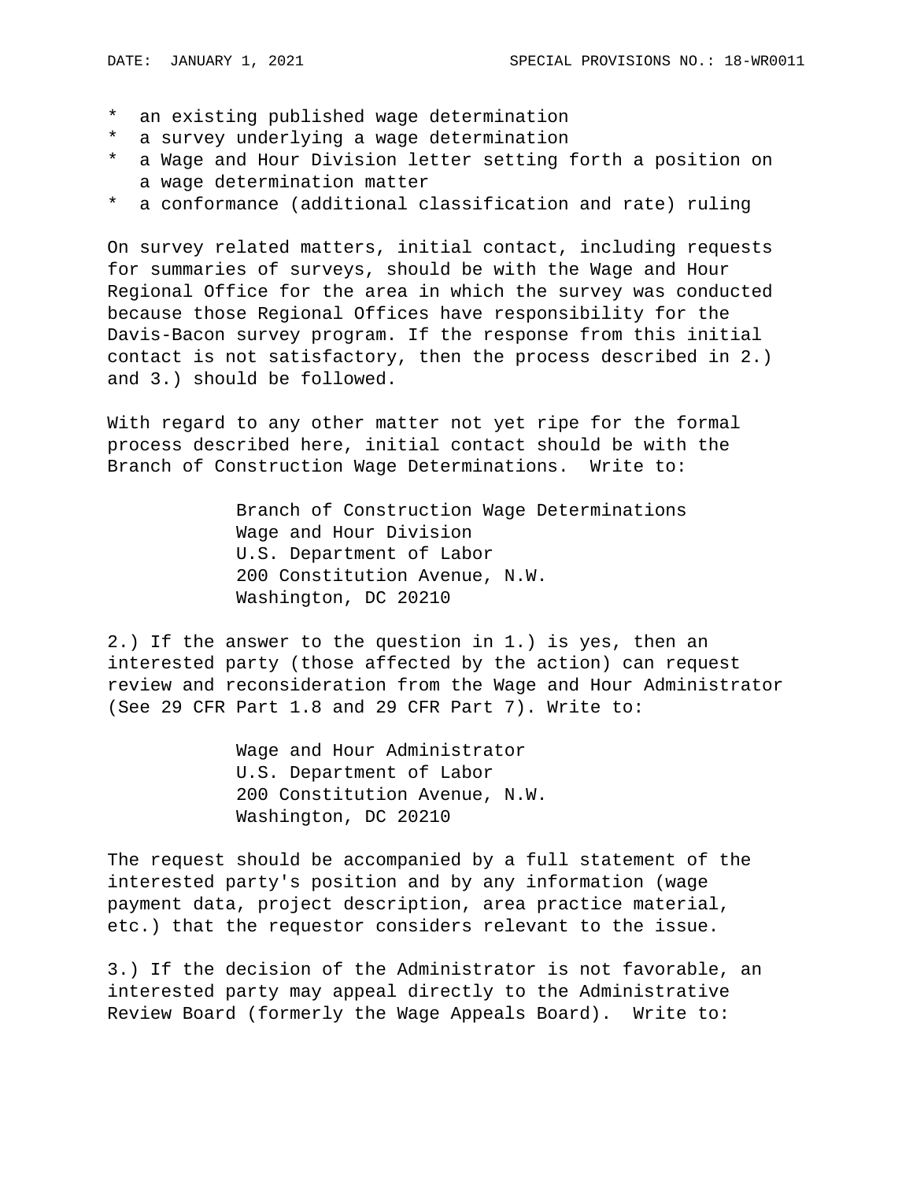* an existing published wage determination
* a survey underlying a wage determination
* a Wage and Hour Division letter setting forth a position on a wage determination matter
* a conformance (additional classification and rate) ruling

On survey related matters, initial contact, including requests for summaries of surveys, should be with the Wage and Hour Regional Office for the area in which the survey was conducted because those Regional Offices have responsibility for the Davis-Bacon survey program. If the response from this initial contact is not satisfactory, then the process described in 2.) and 3.) should be followed.

With regard to any other matter not yet ripe for the formal process described here, initial contact should be with the Branch of Construction Wage Determinations. Write to:

Branch of Construction Wage Determinations
Wage and Hour Division
U.S. Department of Labor
200 Constitution Avenue, N.W.
Washington, DC 20210

2.) If the answer to the question in 1.) is yes, then an interested party (those affected by the action) can request review and reconsideration from the Wage and Hour Administrator (See 29 CFR Part 1.8 and 29 CFR Part 7). Write to:

Wage and Hour Administrator
U.S. Department of Labor
200 Constitution Avenue, N.W.
Washington, DC 20210

The request should be accompanied by a full statement of the interested party's position and by any information (wage payment data, project description, area practice material, etc.) that the requestor considers relevant to the issue.

3.) If the decision of the Administrator is not favorable, an interested party may appeal directly to the Administrative Review Board (formerly the Wage Appeals Board). Write to: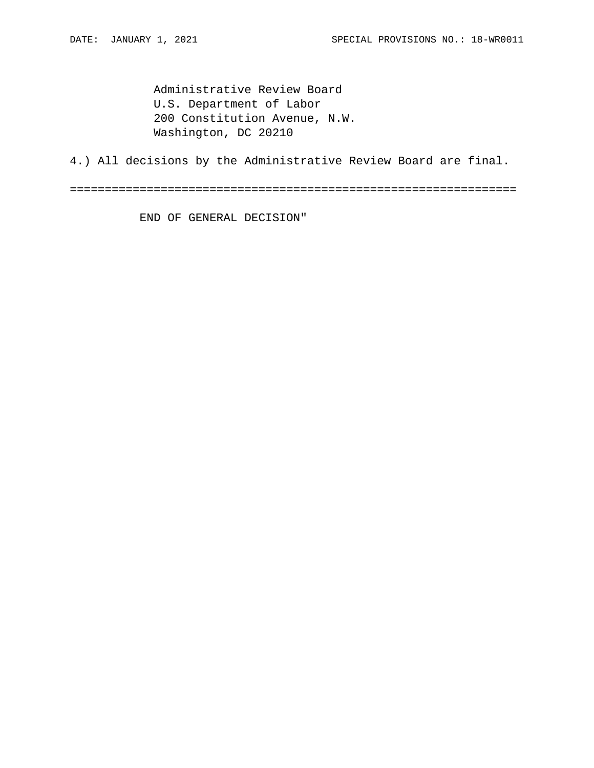Administrative Review Board
U.S. Department of Labor
200 Constitution Avenue, N.W.
Washington, DC 20210

4.) All decisions by the Administrative Review Board are final.

================================================================

END OF GENERAL DECISION"